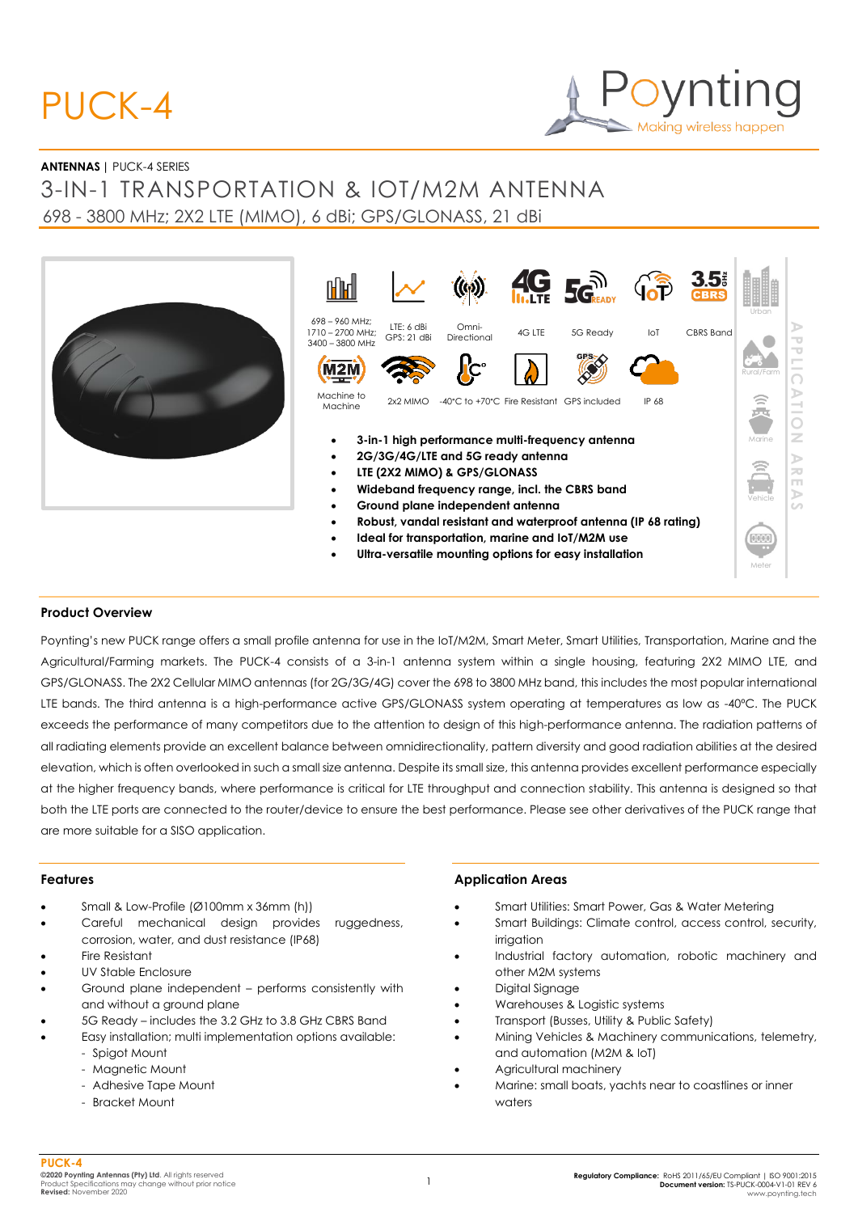# PUCK-4

**ANTENNAS** | PUCK-4 SERIES

## 3-IN-1 TRANSPORTATION & IOT/M2M ANTENNA

698 - 3800 MHz; 2X2 LTE (MIMO), 6 dBi; GPS/GLONASS, 21 dBi

698 – 960 MHz; 1710 – 2700 MHz; 3400 – 3800 MHz | LTE: 6 dBi GPS: 21 dBi | Omni-Directional | 4G LTE | 5G Ready | IoT | CBRS Band

Machine to Machine | 2x2 MIMO | -40°C to +70°C | Fire Resistant | GPS included | IP 68

APPLICATION AREAS: Urban, Rural/Farm, Marine, Vehicle, Meter

- **3-in-1 high performance multi-frequency antenna**
- **2G/3G/4G/LTE and 5G ready antenna**
- **LTE (2X2 MIMO) & GPS/GLONASS**
- **Wideband frequency range, incl. the CBRS band**
- **Ground plane independent antenna**
- **Robust, vandal resistant and waterproof antenna (IP 68 rating)**
- **Ideal for transportation, marine and IoT/M2M use**
- **Ultra-versatile mounting options for easy installation**

### Product Overview

Poynting's new PUCK range offers a small profile antenna for use in the IoT/M2M, Smart Meter, Smart Utilities, Transportation, Marine and the Agricultural/Farming markets. The PUCK-4 consists of a 3-in-1 antenna system within a single housing, featuring 2X2 MIMO LTE, and GPS/GLONASS. The 2X2 Cellular MIMO antennas (for 2G/3G/4G) cover the 698 to 3800 MHz band, this includes the most popular international LTE bands. The third antenna is a high-performance active GPS/GLONASS system operating at temperatures as low as -40°C. The PUCK exceeds the performance of many competitors due to the attention to design of this high-performance antenna. The radiation patterns of all radiating elements provide an excellent balance between omnidirectionality, pattern diversity and good radiation abilities at the desired elevation, which is often overlooked in such a small size antenna. Despite its small size, this antenna provides excellent performance especially at the higher frequency bands, where performance is critical for LTE throughput and connection stability. This antenna is designed so that both the LTE ports are connected to the router/device to ensure the best performance. Please see other derivatives of the PUCK range that are more suitable for a SISO application.

### Features

- Small & Low-Profile (Ø100mm x 36mm (h))
- Careful mechanical design provides ruggedness, corrosion, water, and dust resistance (IP68)
- Fire Resistant
- UV Stable Enclosure
- Ground plane independent – performs consistently with and without a ground plane
- 5G Ready – includes the 3.2 GHz to 3.8 GHz CBRS Band
- Easy installation; multi implementation options available:
  - Spigot Mount
  - Magnetic Mount
  - Adhesive Tape Mount
  - Bracket Mount

### Application Areas

- Smart Utilities: Smart Power, Gas & Water Metering
- Smart Buildings: Climate control, access control, security, irrigation
- Industrial factory automation, robotic machinery and other M2M systems
- Digital Signage
- Warehouses & Logistic systems
- Transport (Busses, Utility & Public Safety)
- Mining Vehicles & Machinery communications, telemetry, and automation (M2M & IoT)
- Agricultural machinery
- Marine: small boats, yachts near to coastlines or inner waters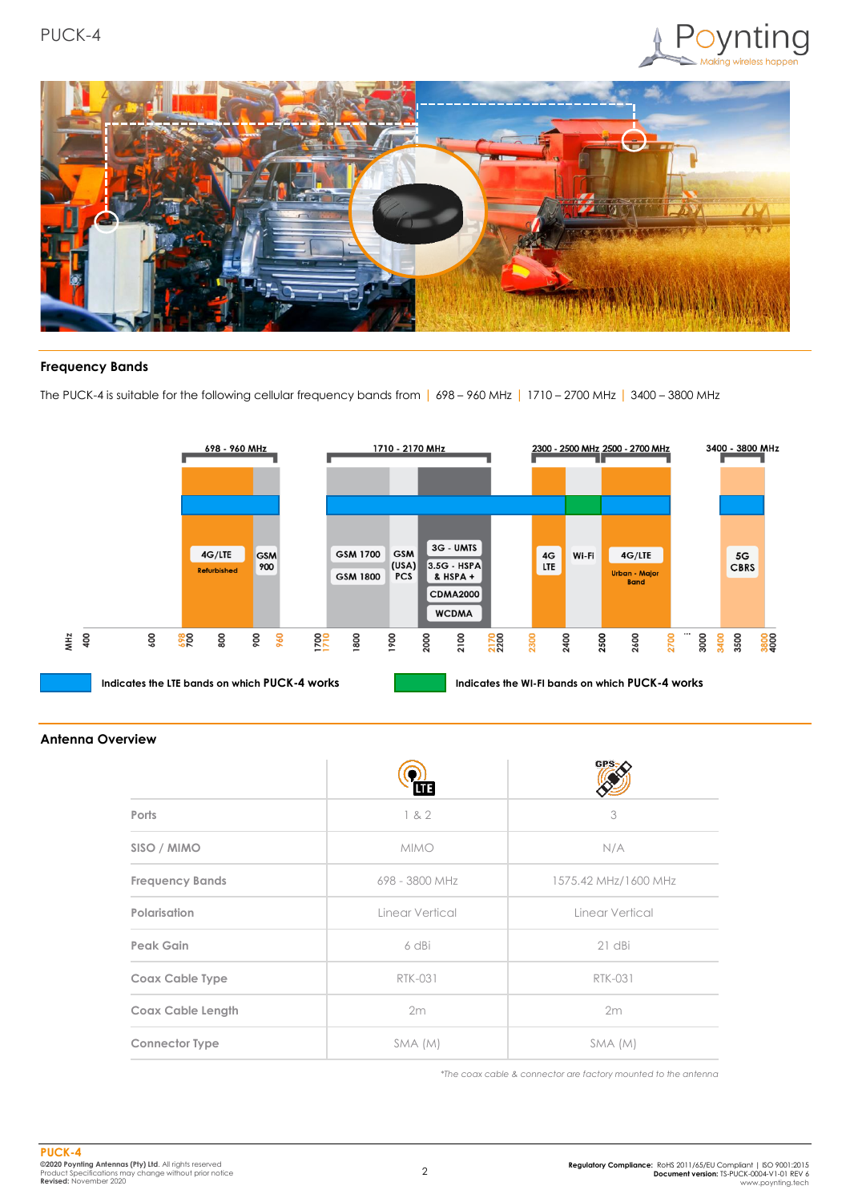## Frequency Bands

The PUCK-4 is suitable for the following cellular frequency bands from | 698 – 960 MHz | 1710 – 2700 MHz | 3400 – 3800 MHz

Indicates the LTE bands on which **PUCK-4** works

Indicates the WI-FI bands on which **PUCK-4** works

## Antenna Overview

| | LTE | GPS |
|---|---|---|
| Ports | 1 & 2 | 3 |
| SISO / MIMO | MIMO | N/A |
| Frequency Bands | 698 - 3800 MHz | 1575.42 MHz/1600 MHz |
| Polarisation | Linear Vertical | Linear Vertical |
| Peak Gain | 6 dBi | 21 dBi |
| Coax Cable Type | RTK-031 | RTK-031 |
| Coax Cable Length | 2m | 2m |
| Connector Type | SMA (M) | SMA (M) |

*\*The coax cable & connector are factory mounted to the antenna*

**PUCK-4**
**©2020 Poynting Antennas (Pty) Ltd.** All rights reserved
Product Specifications may change without prior notice
**Revised:** November 2020

**Regulatory Compliance:** RoHS 2011/65/EU Compliant | ISO 9001:2015
**Document version:** TS-PUCK-0004-V1-01 REV 6
www.poynting.tech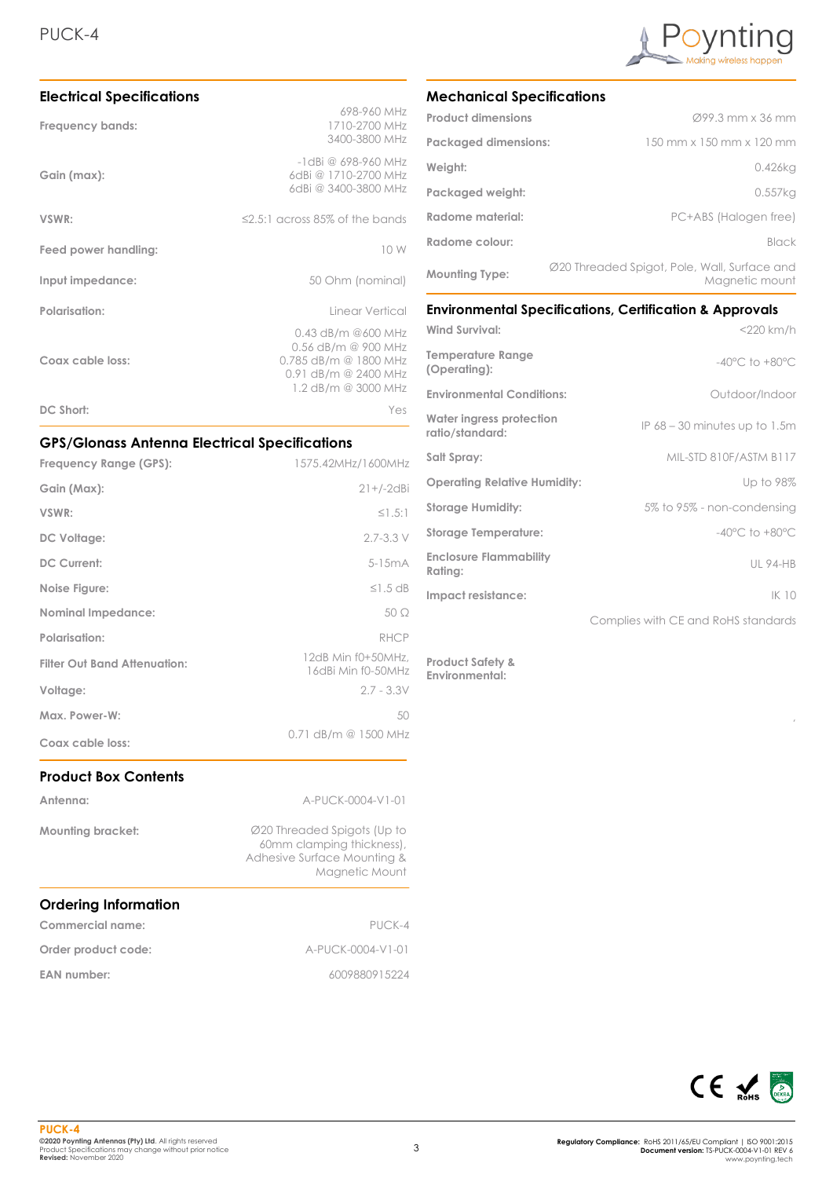## Electrical Specifications

| | |
|---|---|
| **Frequency bands:** | 698-960 MHz<br>1710-2700 MHz<br>3400-3800 MHz |
| **Gain (max):** | -1dBi @ 698-960 MHz<br>6dBi @ 1710-2700 MHz<br>6dBi @ 3400-3800 MHz |
| **VSWR:** | ≤2.5:1 across 85% of the bands |
| **Feed power handling:** | 10 W |
| **Input impedance:** | 50 Ohm (nominal) |
| **Polarisation:** | Linear Vertical |
| **Coax cable loss:** | 0.43 dB/m @600 MHz<br>0.56 dB/m @ 900 MHz<br>0.785 dB/m @ 1800 MHz<br>0.91 dB/m @ 2400 MHz<br>1.2 dB/m @ 3000 MHz |
| **DC Short:** | Yes |

## GPS/Glonass Antenna Electrical Specifications

| | |
|---|---|
| **Frequency Range (GPS):** | 1575.42MHz/1600MHz |
| **Gain (Max):** | 21+/-2dBi |
| **VSWR:** | ≤1.5:1 |
| **DC Voltage:** | 2.7-3.3 V |
| **DC Current:** | 5-15mA |
| **Noise Figure:** | ≤1.5 dB |
| **Nominal Impedance:** | 50 Ω |
| **Polarisation:** | RHCP |
| **Filter Out Band Attenuation:** | 12dB Min f0+50MHz,<br>16dBi Min f0-50MHz |
| **Voltage:** | 2.7 - 3.3V |
| **Max. Power-W:** | 50 |
| **Coax cable loss:** | 0.71 dB/m @ 1500 MHz |

## Product Box Contents

| | |
|---|---|
| **Antenna:** | A-PUCK-0004-V1-01 |
| **Mounting bracket:** | Ø20 Threaded Spigots (Up to 60mm clamping thickness), Adhesive Surface Mounting & Magnetic Mount |

## Ordering Information

| | |
|---|---|
| **Commercial name:** | PUCK-4 |
| **Order product code:** | A-PUCK-0004-V1-01 |
| **EAN number:** | 6009880915224 |

## Mechanical Specifications

| | |
|---|---|
| **Product dimensions** | Ø99.3 mm x 36 mm |
| **Packaged dimensions:** | 150 mm x 150 mm x 120 mm |
| **Weight:** | 0.426kg |
| **Packaged weight:** | 0.557kg |
| **Radome material:** | PC+ABS (Halogen free) |
| **Radome colour:** | Black |
| **Mounting Type:** | Ø20 Threaded Spigot, Pole, Wall, Surface and Magnetic mount |

## Environmental Specifications, Certification & Approvals

| | |
|---|---|
| **Wind Survival:** | <220 km/h |
| **Temperature Range (Operating):** | -40°C to +80°C |
| **Environmental Conditions:** | Outdoor/Indoor |
| **Water ingress protection ratio/standard:** | IP 68 – 30 minutes up to 1.5m |
| **Salt Spray:** | MIL-STD 810F/ASTM B117 |
| **Operating Relative Humidity:** | Up to 98% |
| **Storage Humidity:** | 5% to 95% - non-condensing |
| **Storage Temperature:** | -40°C to +80°C |
| **Enclosure Flammability Rating:** | UL 94-HB |
| **Impact resistance:** | IK 10 |
| **Product Safety & Environmental:** | Complies with CE and RoHS standards |

**PUCK-4**
**©2020 Poynting Antennas (Pty) Ltd.** All rights reserved
Product Specifications may change without prior notice
**Revised:** November 2020

**Regulatory Compliance:** RoHS 2011/65/EU Compliant | ISO 9001:2015
**Document version:** TS-PUCK-0004-V1-01 REV 6
www.poynting.tech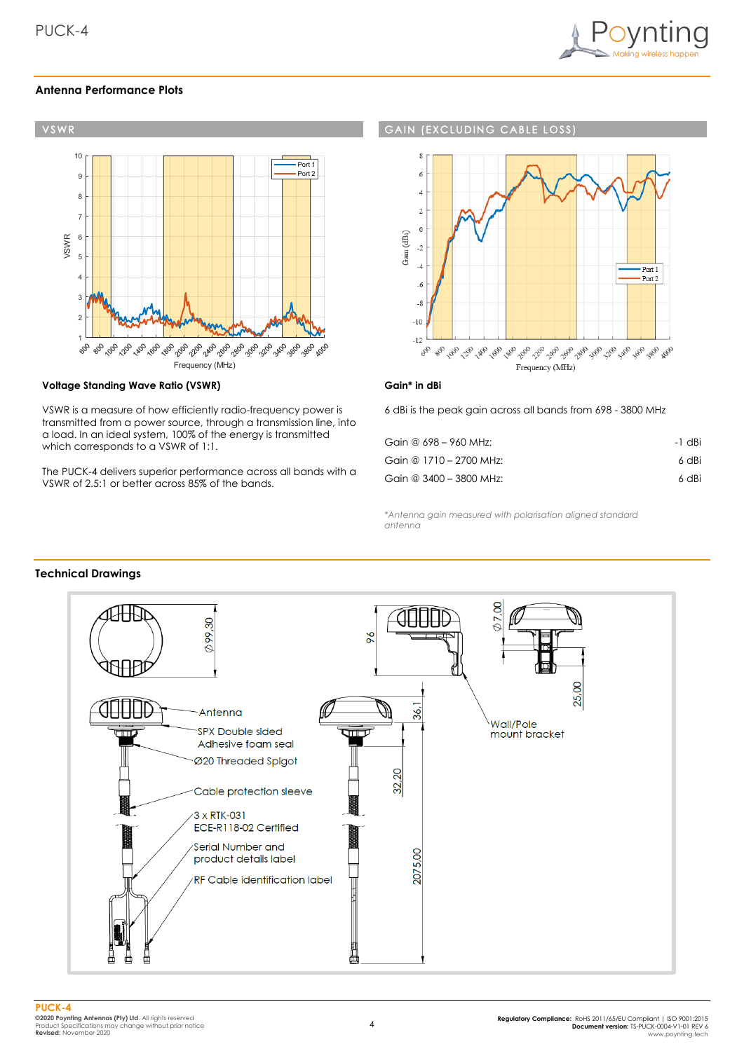## Antenna Performance Plots

### VSWR

### GAIN (EXCLUDING CABLE LOSS)

**Voltage Standing Wave Ratio (VSWR)**

VSWR is a measure of how efficiently radio-frequency power is transmitted from a power source, through a transmission line, into a load. In an ideal system, 100% of the energy is transmitted which corresponds to a VSWR of 1:1.

The PUCK-4 delivers superior performance across all bands with a VSWR of 2.5:1 or better across 85% of the bands.

**Gain* in dBi**

6 dBi is the peak gain across all bands from 698 - 3800 MHz

| | |
|---|---|
| Gain @ 698 – 960 MHz: | -1 dBi |
| Gain @ 1710 – 2700 MHz: | 6 dBi |
| Gain @ 3400 – 3800 MHz: | 6 dBi |

*Antenna gain measured with polarisation aligned standard antenna*

## Technical Drawings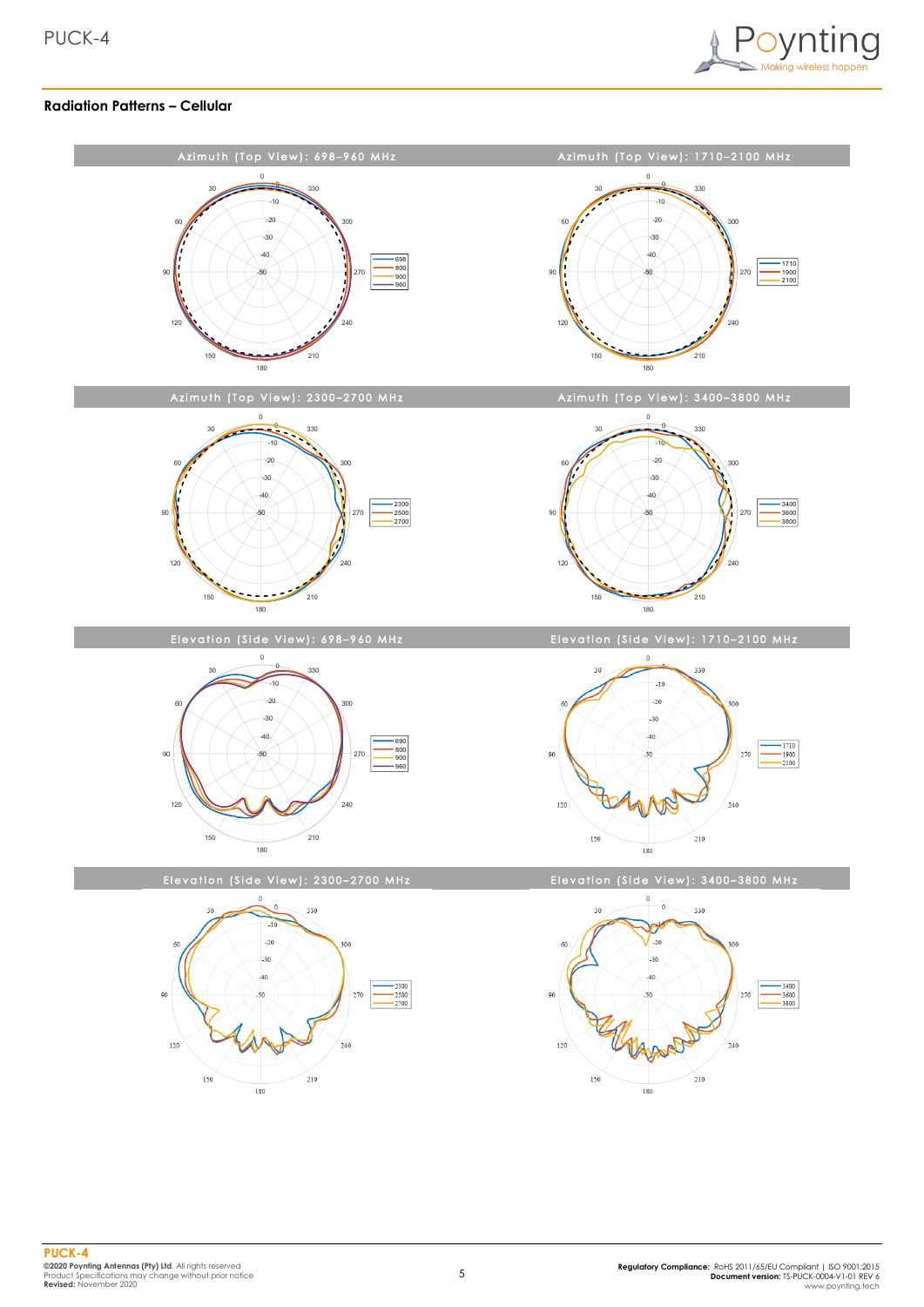## Radiation Patterns – Cellular

Azimuth (Top View): 698–960 MHz

Azimuth (Top View): 1710–2100 MHz

Azimuth (Top View): 2300–2700 MHz

Azimuth (Top View): 3400–3800 MHz

Elevation (Side View): 698–960 MHz

Elevation (Side View): 1710–2100 MHz

Elevation (Side View): 2300–2700 MHz

Elevation (Side View): 3400–3800 MHz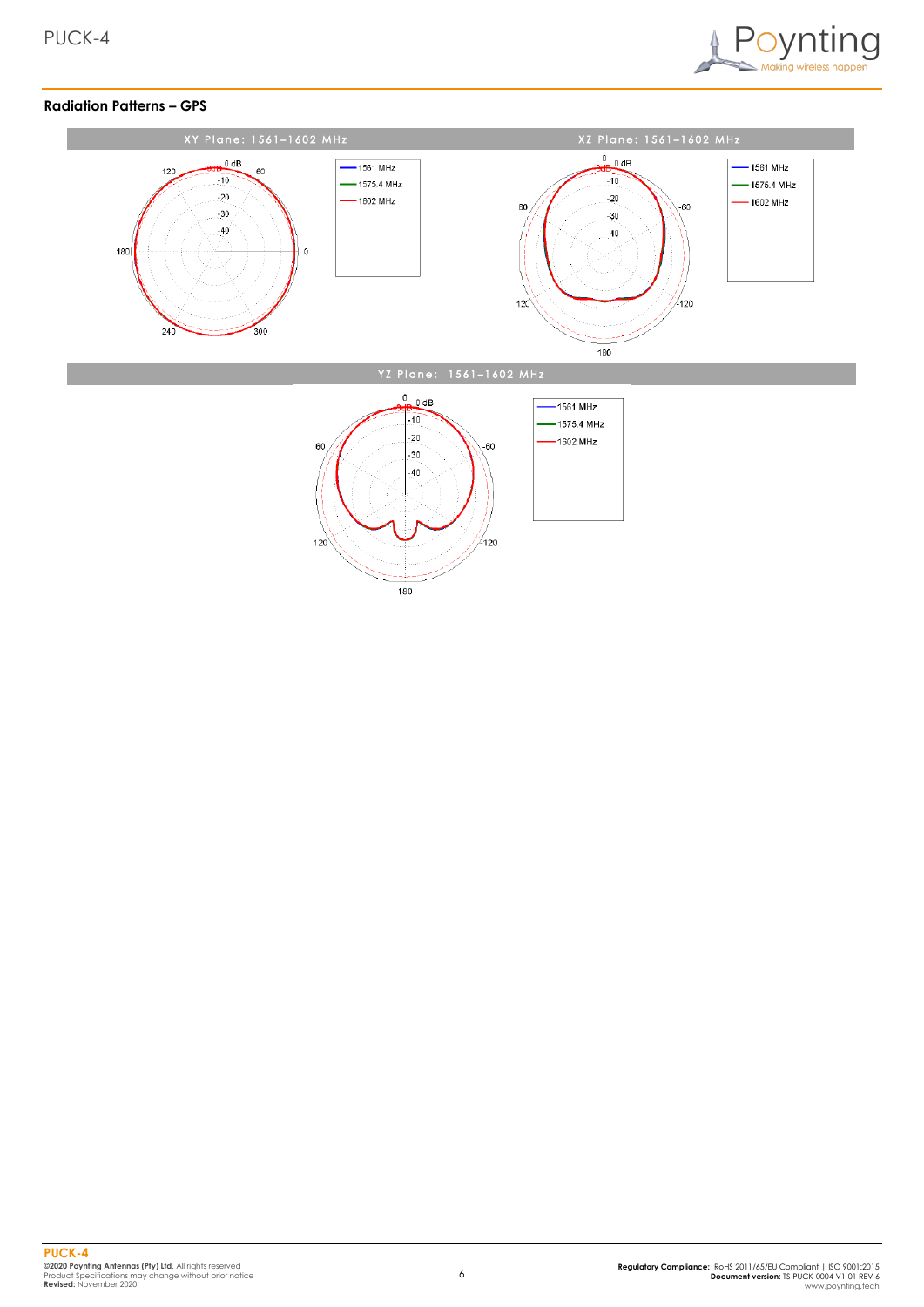## Radiation Patterns – GPS

XY Plane: 1561–1602 MHz

XZ Plane: 1561–1602 MHz

YZ Plane: 1561–1602 MHz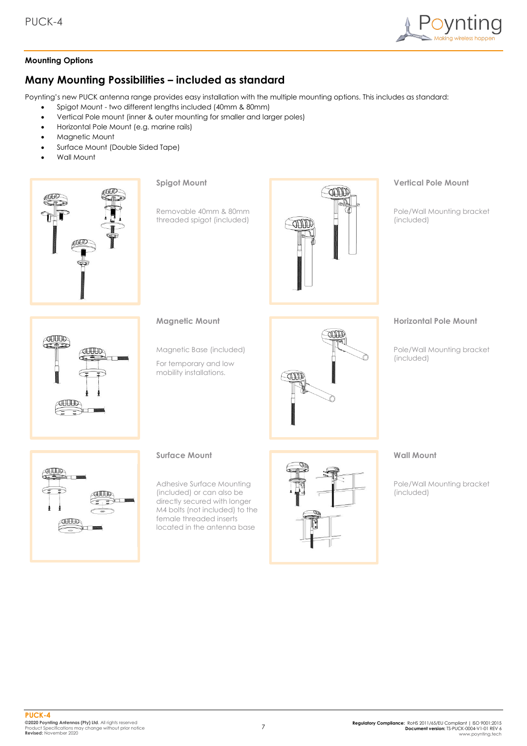## Mounting Options

# Many Mounting Possibilities – included as standard

Poynting's new PUCK antenna range provides easy installation with the multiple mounting options. This includes as standard:

- Spigot Mount - two different lengths included (40mm & 80mm)
- Vertical Pole mount (inner & outer mounting for smaller and larger poles)
- Horizontal Pole Mount (e.g. marine rails)
- Magnetic Mount
- Surface Mount (Double Sided Tape)
- Wall Mount

### Spigot Mount

Removable 40mm & 80mm threaded spigot (included)

### Vertical Pole Mount

Pole/Wall Mounting bracket (included)

### Magnetic Mount

Magnetic Base (included)

For temporary and low mobility installations.

### Horizontal Pole Mount

Pole/Wall Mounting bracket (included)

### Surface Mount

Adhesive Surface Mounting (included) or can also be directly secured with longer M4 bolts (not included) to the female threaded inserts located in the antenna base

### Wall Mount

Pole/Wall Mounting bracket (included)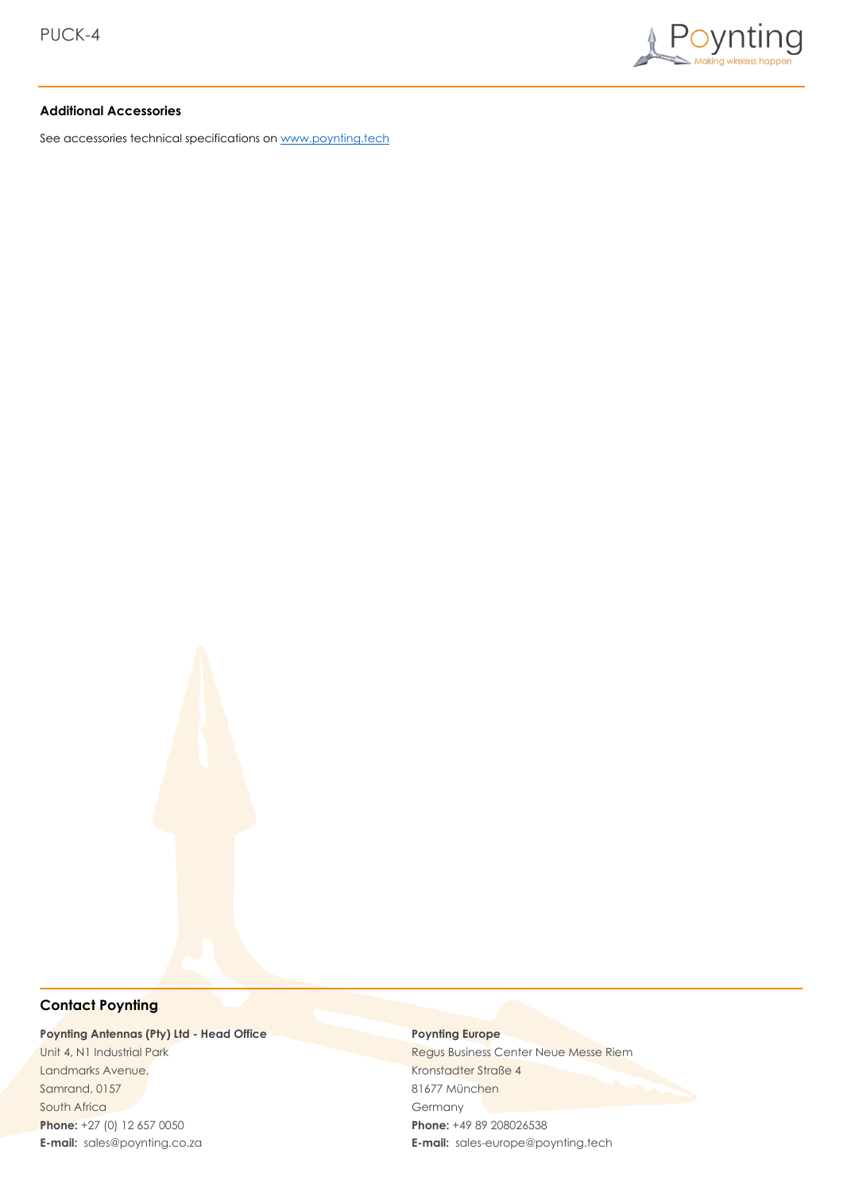### Additional Accessories

See accessories technical specifications on [www.poynting.tech](www.poynting.tech)

## Contact Poynting

**Poynting Antennas (Pty) Ltd - Head Office**
Unit 4, N1 Industrial Park
Landmarks Avenue,
Samrand, 0157
South Africa
**Phone:** +27 (0) 12 657 0050
**E-mail:** sales@poynting.co.za

**Poynting Europe**
Regus Business Center Neue Messe Riem
Kronstadter Straße 4
81677 München
Germany
**Phone:** +49 89 208026538
**E-mail:** sales-europe@poynting.tech